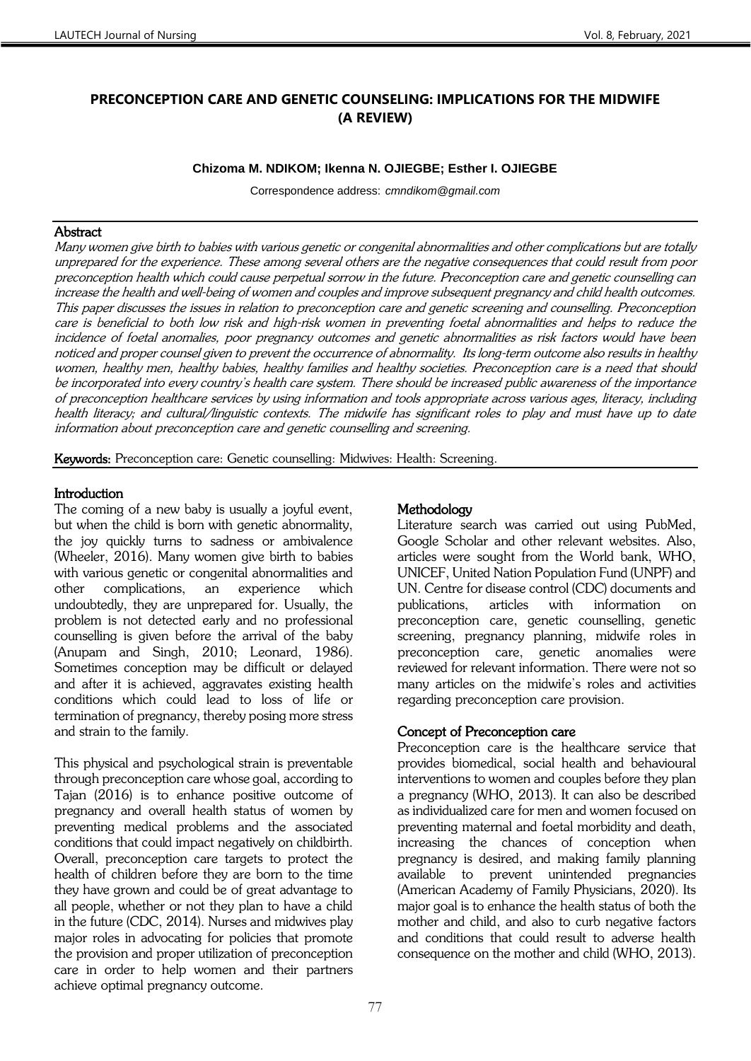# PRECONCEPTION CARE AND GENETIC COUNSELING: IMPLICATIONS FOR THE MIDWIFE (A REVIEW)

**Chizoma M. NDIKOM; Ikenna N. OJIEGBE; Esther I. OJIEGBE**

Correspondence address: *cmndikom@gmail.com*

## Abstract

*Many women give birth to babies with various genetic or congenital abnormalities and other complications but are totally unprepared for the experience. These among several others are the negative consequences that could result from poor preconception health which could cause perpetual sorrow in the future. Preconception care and genetic counselling can increase the health and well-being of women and couples and improve subsequent pregnancy and child health outcomes. This paper discusses the issues in relation to preconception care and genetic screening and counselling. Preconception care is beneficial to both low risk and high-risk women in preventing foetal abnormalities and helps to reduce the incidence of foetal anomalies, poor pregnancy outcomes and genetic abnormalities as risk factors would have been noticed and proper counsel given to prevent the occurrence of abnormality. Its long-term outcome also results in healthy women, healthy men, healthy babies, healthy families and healthy societies. Preconception care is a need that should be incorporated into every country's health care system. There should be increased public awareness of the importance of preconception healthcare services by using information and tools appropriate across various ages, literacy, including health literacy; and cultural/linguistic contexts. The midwife has significant roles to play and must have up to date information about preconception care and genetic counselling and screening.*

**Keywords:** Preconception care: Genetic counselling: Midwives: Health: Screening.

## Introduction

The coming of a new baby is usually a joyful event, but when the child is born with genetic abnormality, the joy quickly turns to sadness or ambivalence (Wheeler, 2016). Many women give birth to babies with various genetic or congenital abnormalities and other complications, an experience which undoubtedly, they are unprepared for. Usually, the problem is not detected early and no professional counselling is given before the arrival of the baby (Anupam and Singh, 2010; Leonard, 1986). Sometimes conception may be difficult or delayed and after it is achieved, aggravates existing health conditions which could lead to loss of life or termination of pregnancy, thereby posing more stress and strain to the family.

This physical and psychological strain is preventable through preconception care whose goal, according to Tajan (2016) is to enhance positive outcome of pregnancy and overall health status of women by preventing medical problems and the associated conditions that could impact negatively on childbirth. Overall, preconception care targets to protect the health of children before they are born to the time they have grown and could be of great advantage to all people, whether or not they plan to have a child in the future (CDC, 2014). Nurses and midwives play major roles in advocating for policies that promote the provision and proper utilization of preconception care in order to help women and their partners achieve optimal pregnancy outcome.

## Methodology

Literature search was carried out using PubMed, Google Scholar and other relevant websites. Also, articles were sought from the World bank, WHO, UNICEF, United Nation Population Fund (UNPF) and UN. Centre for disease control (CDC) documents and publications, articles with information on preconception care, genetic counselling, genetic screening, pregnancy planning, midwife roles in preconception care, genetic anomalies were reviewed for relevant information. There were not so many articles on the midwife's roles and activities regarding preconception care provision.

## Concept of Preconception care

Preconception care is the healthcare service that provides biomedical, social health and behavioural interventions to women and couples before they plan a pregnancy (WHO, 2013). It can also be described as individualized care for men and women focused on preventing maternal and foetal morbidity and death, increasing the chances of conception when pregnancy is desired, and making family planning available to prevent unintended pregnancies (American Academy of Family Physicians, 2020). Its major goal is to enhance the health status of both the mother and child, and also to curb negative factors and conditions that could result to adverse health consequence on the mother and child (WHO, 2013).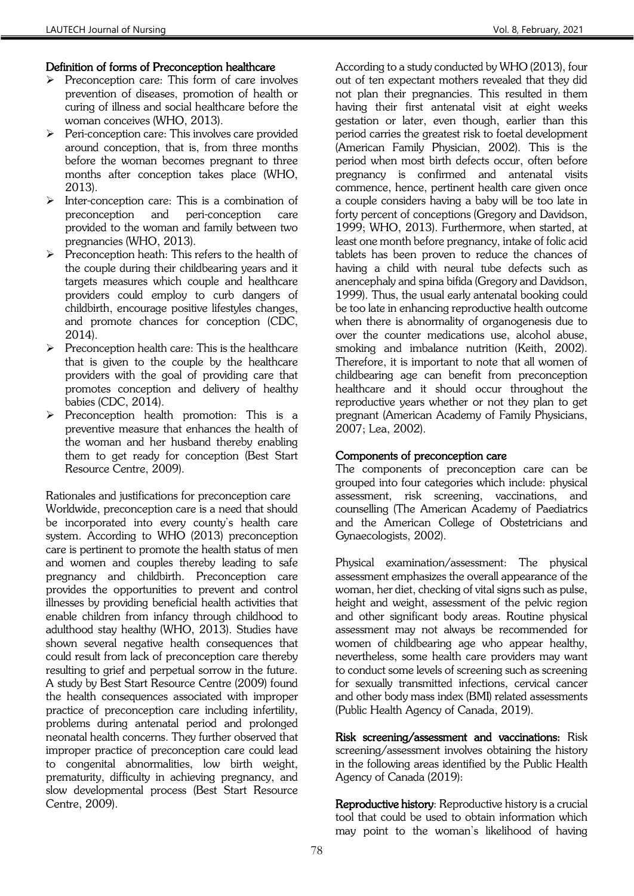**Definition of forms of Preconception healthcare**

- Preconception care: This form of care involves prevention of diseases, promotion of health or curing of illness and social healthcare before the woman conceives (WHO, 2013).
- Peri-conception care: This involves care provided around conception, that is, from three months before the woman becomes pregnant to three months after conception takes place (WHO, 2013).
- Inter-conception care: This is a combination of preconception and peri-conception care provided to the woman and family between two pregnancies (WHO, 2013).
- Preconception heath: This refers to the health of the couple during their childbearing years and it targets measures which couple and healthcare providers could employ to curb dangers of childbirth, encourage positive lifestyles changes, and promote chances for conception (CDC, 2014).
- Preconception health care: This is the healthcare that is given to the couple by the healthcare providers with the goal of providing care that promotes conception and delivery of healthy babies (CDC, 2014).
- Preconception health promotion: This is a preventive measure that enhances the health of the woman and her husband thereby enabling them to get ready for conception (Best Start Resource Centre, 2009).

Rationales and justifications for preconception care

Worldwide, preconception care is a need that should be incorporated into every county's health care system. According to WHO (2013) preconception care is pertinent to promote the health status of men and women and couples thereby leading to safe pregnancy and childbirth. Preconception care provides the opportunities to prevent and control illnesses by providing beneficial health activities that enable children from infancy through childhood to adulthood stay healthy (WHO, 2013). Studies have shown several negative health consequences that could result from lack of preconception care thereby resulting to grief and perpetual sorrow in the future. A study by Best Start Resource Centre (2009) found the health consequences associated with improper practice of preconception care including infertility, problems during antenatal period and prolonged neonatal health concerns. They further observed that improper practice of preconception care could lead to congenital abnormalities, low birth weight, prematurity, difficulty in achieving pregnancy, and slow developmental process (Best Start Resource Centre, 2009).

According to a study conducted by WHO (2013), four out of ten expectant mothers revealed that they did not plan their pregnancies. This resulted in them having their first antenatal visit at eight weeks gestation or later, even though, earlier than this period carries the greatest risk to foetal development (American Family Physician, 2002). This is the period when most birth defects occur, often before pregnancy is confirmed and antenatal visits commence, hence, pertinent health care given once a couple considers having a baby will be too late in forty percent of conceptions (Gregory and Davidson, 1999; WHO, 2013). Furthermore, when started, at least one month before pregnancy, intake of folic acid tablets has been proven to reduce the chances of having a child with neural tube defects such as anencephaly and spina bifida (Gregory and Davidson, 1999). Thus, the usual early antenatal booking could be too late in enhancing reproductive health outcome when there is abnormality of organogenesis due to over the counter medications use, alcohol abuse, smoking and imbalance nutrition (Keith, 2002). Therefore, it is important to note that all women of childbearing age can benefit from preconception healthcare and it should occur throughout the reproductive years whether or not they plan to get pregnant (American Academy of Family Physicians, 2007; Lea, 2002).

**Components of preconception care**

The components of preconception care can be grouped into four categories which include: physical assessment, risk screening, vaccinations, and counselling (The American Academy of Paediatrics and the American College of Obstetricians and Gynaecologists, 2002).

Physical examination/assessment: The physical assessment emphasizes the overall appearance of the woman, her diet, checking of vital signs such as pulse, height and weight, assessment of the pelvic region and other significant body areas. Routine physical assessment may not always be recommended for women of childbearing age who appear healthy, nevertheless, some health care providers may want to conduct some levels of screening such as screening for sexually transmitted infections, cervical cancer and other body mass index (BMI) related assessments (Public Health Agency of Canada, 2019).

**Risk screening/assessment and vaccinations:** Risk screening/assessment involves obtaining the history in the following areas identified by the Public Health Agency of Canada (2019):

**Reproductive history**: Reproductive history is a crucial tool that could be used to obtain information which may point to the woman's likelihood of having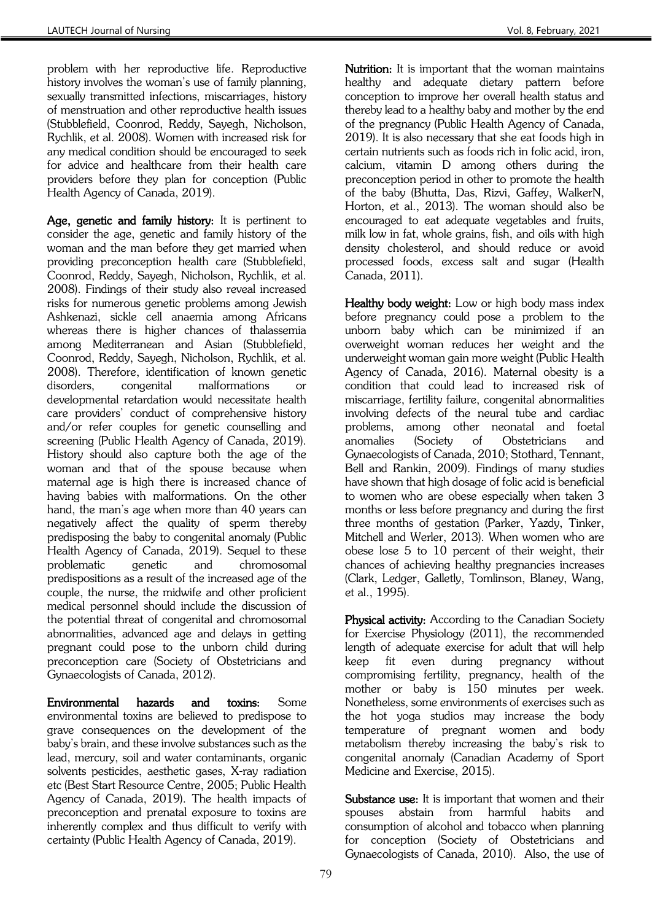problem with her reproductive life. Reproductive history involves the woman's use of family planning, sexually transmitted infections, miscarriages, history of menstruation and other reproductive health issues (Stubblefield, Coonrod, Reddy, Sayegh, Nicholson, Rychlik, et al. 2008). Women with increased risk for any medical condition should be encouraged to seek for advice and healthcare from their health care providers before they plan for conception (Public Health Agency of Canada, 2019).

**Age, genetic and family history:** It is pertinent to consider the age, genetic and family history of the woman and the man before they get married when providing preconception health care (Stubblefield, Coonrod, Reddy, Sayegh, Nicholson, Rychlik, et al. 2008). Findings of their study also reveal increased risks for numerous genetic problems among Jewish Ashkenazi, sickle cell anaemia among Africans whereas there is higher chances of thalassemia among Mediterranean and Asian (Stubblefield, Coonrod, Reddy, Sayegh, Nicholson, Rychlik, et al. 2008). Therefore, identification of known genetic disorders, congenital malformations or developmental retardation would necessitate health care providers' conduct of comprehensive history and/or refer couples for genetic counselling and screening (Public Health Agency of Canada, 2019). History should also capture both the age of the woman and that of the spouse because when maternal age is high there is increased chance of having babies with malformations. On the other hand, the man's age when more than 40 years can negatively affect the quality of sperm thereby predisposing the baby to congenital anomaly (Public Health Agency of Canada, 2019). Sequel to these problematic genetic and chromosomal predispositions as a result of the increased age of the couple, the nurse, the midwife and other proficient medical personnel should include the discussion of the potential threat of congenital and chromosomal abnormalities, advanced age and delays in getting pregnant could pose to the unborn child during preconception care (Society of Obstetricians and Gynaecologists of Canada, 2012).

**Environmental hazards and toxins:** Some environmental toxins are believed to predispose to grave consequences on the development of the baby's brain, and these involve substances such as the lead, mercury, soil and water contaminants, organic solvents pesticides, aesthetic gases, X-ray radiation etc (Best Start Resource Centre, 2005; Public Health Agency of Canada, 2019). The health impacts of preconception and prenatal exposure to toxins are inherently complex and thus difficult to verify with certainty (Public Health Agency of Canada, 2019).

**Nutrition:** It is important that the woman maintains healthy and adequate dietary pattern before conception to improve her overall health status and thereby lead to a healthy baby and mother by the end of the pregnancy (Public Health Agency of Canada, 2019). It is also necessary that she eat foods high in certain nutrients such as foods rich in folic acid, iron, calcium, vitamin D among others during the preconception period in other to promote the health of the baby (Bhutta, Das, Rizvi, Gaffey, WalkerN, Horton, et al., 2013). The woman should also be encouraged to eat adequate vegetables and fruits, milk low in fat, whole grains, fish, and oils with high density cholesterol, and should reduce or avoid processed foods, excess salt and sugar (Health Canada, 2011).

**Healthy body weight:** Low or high body mass index before pregnancy could pose a problem to the unborn baby which can be minimized if an overweight woman reduces her weight and the underweight woman gain more weight (Public Health Agency of Canada, 2016). Maternal obesity is a condition that could lead to increased risk of miscarriage, fertility failure, congenital abnormalities involving defects of the neural tube and cardiac problems, among other neonatal and foetal anomalies (Society of Obstetricians and Gynaecologists of Canada, 2010; Stothard, Tennant, Bell and Rankin, 2009). Findings of many studies have shown that high dosage of folic acid is beneficial to women who are obese especially when taken 3 months or less before pregnancy and during the first three months of gestation (Parker, Yazdy, Tinker, Mitchell and Werler, 2013). When women who are obese lose 5 to 10 percent of their weight, their chances of achieving healthy pregnancies increases (Clark, Ledger, Galletly, Tomlinson, Blaney, Wang, et al., 1995).

**Physical activity:** According to the Canadian Society for Exercise Physiology (2011), the recommended length of adequate exercise for adult that will help keep fit even during pregnancy without compromising fertility, pregnancy, health of the mother or baby is 150 minutes per week. Nonetheless, some environments of exercises such as the hot yoga studios may increase the body temperature of pregnant women and body metabolism thereby increasing the baby's risk to congenital anomaly (Canadian Academy of Sport Medicine and Exercise, 2015).

**Substance use:** It is important that women and their spouses abstain from harmful habits and consumption of alcohol and tobacco when planning for conception (Society of Obstetricians and Gynaecologists of Canada, 2010). Also, the use of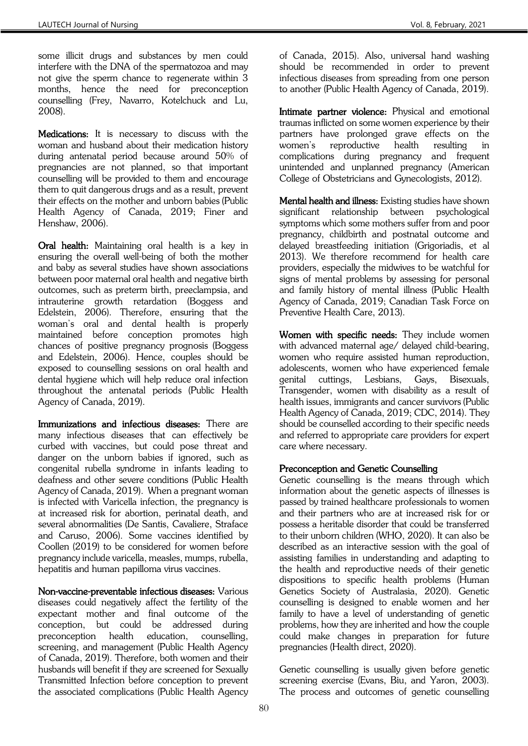some illicit drugs and substances by men could interfere with the DNA of the spermatozoa and may not give the sperm chance to regenerate within 3 months, hence the need for preconception counselling (Frey, Navarro, Kotelchuck and Lu, 2008).

**Medications:** It is necessary to discuss with the woman and husband about their medication history during antenatal period because around 50% of pregnancies are not planned, so that important counselling will be provided to them and encourage them to quit dangerous drugs and as a result, prevent their effects on the mother and unborn babies (Public Health Agency of Canada, 2019; Finer and Henshaw, 2006).

**Oral health:** Maintaining oral health is a key in ensuring the overall well-being of both the mother and baby as several studies have shown associations between poor maternal oral health and negative birth outcomes, such as preterm birth, preeclampsia, and intrauterine growth retardation (Boggess and Edelstein, 2006). Therefore, ensuring that the woman's oral and dental health is properly maintained before conception promotes high chances of positive pregnancy prognosis (Boggess and Edelstein, 2006). Hence, couples should be exposed to counselling sessions on oral health and dental hygiene which will help reduce oral infection throughout the antenatal periods (Public Health Agency of Canada, 2019).

**Immunizations and infectious diseases:** There are many infectious diseases that can effectively be curbed with vaccines, but could pose threat and danger on the unborn babies if ignored, such as congenital rubella syndrome in infants leading to deafness and other severe conditions (Public Health Agency of Canada, 2019). When a pregnant woman is infected with Varicella infection, the pregnancy is at increased risk for abortion, perinatal death, and several abnormalities (De Santis, Cavaliere, Straface and Caruso, 2006). Some vaccines identified by Coollen (2019) to be considered for women before pregnancy include varicella, measles, mumps, rubella, hepatitis and human papilloma virus vaccines.

**Non-vaccine-preventable infectious diseases:** Various diseases could negatively affect the fertility of the expectant mother and final outcome of the conception, but could be addressed during preconception health education, counselling, screening, and management (Public Health Agency of Canada, 2019). Therefore, both women and their husbands will benefit if they are screened for Sexually Transmitted Infection before conception to prevent the associated complications (Public Health Agency of Canada, 2015). Also, universal hand washing should be recommended in order to prevent infectious diseases from spreading from one person to another (Public Health Agency of Canada, 2019).

**Intimate partner violence:** Physical and emotional traumas inflicted on some women experience by their partners have prolonged grave effects on the women's reproductive health resulting in complications during pregnancy and frequent unintended and unplanned pregnancy (American College of Obstetricians and Gynecologists, 2012).

**Mental health and illness:** Existing studies have shown significant relationship between psychological symptoms which some mothers suffer from and poor pregnancy, childbirth and postnatal outcome and delayed breastfeeding initiation (Grigoriadis, et al 2013). We therefore recommend for health care providers, especially the midwives to be watchful for signs of mental problems by assessing for personal and family history of mental illness (Public Health Agency of Canada, 2019; Canadian Task Force on Preventive Health Care, 2013).

**Women with specific needs:** They include women with advanced maternal age/ delayed child-bearing, women who require assisted human reproduction, adolescents, women who have experienced female genital cuttings, Lesbians, Gays, Bisexuals, Transgender, women with disability as a result of health issues, immigrants and cancer survivors (Public Health Agency of Canada, 2019; CDC, 2014). They should be counselled according to their specific needs and referred to appropriate care providers for expert care where necessary.

### Preconception and Genetic Counselling

Genetic counselling is the means through which information about the genetic aspects of illnesses is passed by trained healthcare professionals to women and their partners who are at increased risk for or possess a heritable disorder that could be transferred to their unborn children (WHO, 2020). It can also be described as an interactive session with the goal of assisting families in understanding and adapting to the health and reproductive needs of their genetic dispositions to specific health problems (Human Genetics Society of Australasia, 2020). Genetic counselling is designed to enable women and her family to have a level of understanding of genetic problems, how they are inherited and how the couple could make changes in preparation for future pregnancies (Health direct, 2020).

Genetic counselling is usually given before genetic screening exercise (Evans, Biu, and Yaron, 2003). The process and outcomes of genetic counselling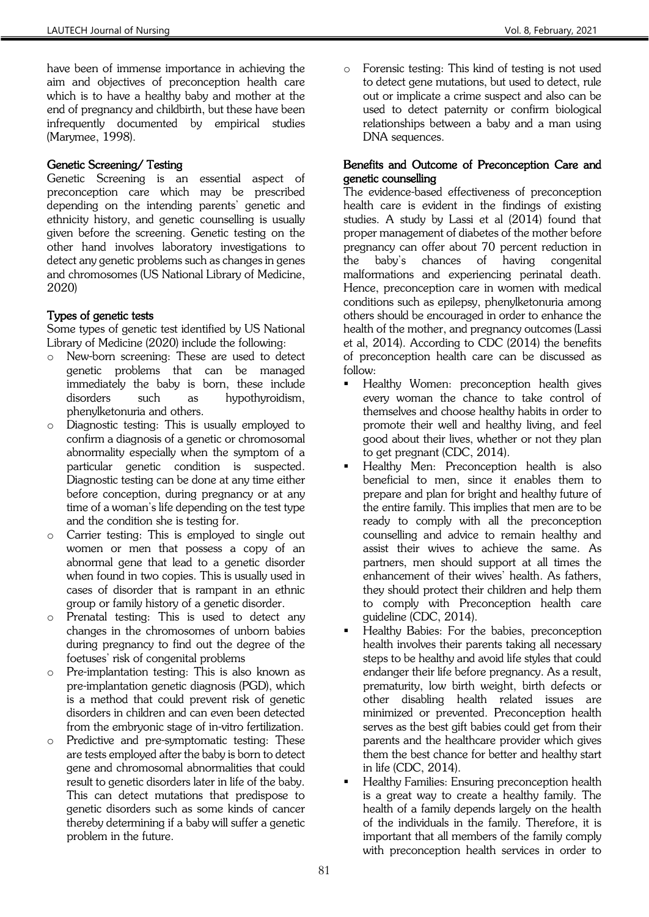have been of immense importance in achieving the aim and objectives of preconception health care which is to have a healthy baby and mother at the end of pregnancy and childbirth, but these have been infrequently documented by empirical studies (Marymee, 1998).

## Genetic Screening/ Testing

Genetic Screening is an essential aspect of preconception care which may be prescribed depending on the intending parents' genetic and ethnicity history, and genetic counselling is usually given before the screening. Genetic testing on the other hand involves laboratory investigations to detect any genetic problems such as changes in genes and chromosomes (US National Library of Medicine, 2020)

## Types of genetic tests

Some types of genetic test identified by US National Library of Medicine (2020) include the following:

- New-born screening: These are used to detect genetic problems that can be managed immediately the baby is born, these include disorders such as hypothyroidism, phenylketonuria and others.
- Diagnostic testing: This is usually employed to confirm a diagnosis of a genetic or chromosomal abnormality especially when the symptom of a particular genetic condition is suspected. Diagnostic testing can be done at any time either before conception, during pregnancy or at any time of a woman's life depending on the test type and the condition she is testing for.
- Carrier testing: This is employed to single out women or men that possess a copy of an abnormal gene that lead to a genetic disorder when found in two copies. This is usually used in cases of disorder that is rampant in an ethnic group or family history of a genetic disorder.
- Prenatal testing: This is used to detect any changes in the chromosomes of unborn babies during pregnancy to find out the degree of the foetuses' risk of congenital problems
- Pre-implantation testing: This is also known as pre-implantation genetic diagnosis (PGD), which is a method that could prevent risk of genetic disorders in children and can even been detected from the embryonic stage of in-vitro fertilization.
- Predictive and pre-symptomatic testing: These are tests employed after the baby is born to detect gene and chromosomal abnormalities that could result to genetic disorders later in life of the baby. This can detect mutations that predispose to genetic disorders such as some kinds of cancer thereby determining if a baby will suffer a genetic problem in the future.
- Forensic testing: This kind of testing is not used to detect gene mutations, but used to detect, rule out or implicate a crime suspect and also can be used to detect paternity or confirm biological relationships between a baby and a man using DNA sequences.

## Benefits and Outcome of Preconception Care and genetic counselling

The evidence-based effectiveness of preconception health care is evident in the findings of existing studies. A study by Lassi et al (2014) found that proper management of diabetes of the mother before pregnancy can offer about 70 percent reduction in the baby's chances of having congenital malformations and experiencing perinatal death. Hence, preconception care in women with medical conditions such as epilepsy, phenylketonuria among others should be encouraged in order to enhance the health of the mother, and pregnancy outcomes (Lassi et al, 2014). According to CDC (2014) the benefits of preconception health care can be discussed as follow:

- Healthy Women: preconception health gives every woman the chance to take control of themselves and choose healthy habits in order to promote their well and healthy living, and feel good about their lives, whether or not they plan to get pregnant (CDC, 2014).
- Healthy Men: Preconception health is also beneficial to men, since it enables them to prepare and plan for bright and healthy future of the entire family. This implies that men are to be ready to comply with all the preconception counselling and advice to remain healthy and assist their wives to achieve the same. As partners, men should support at all times the enhancement of their wives' health. As fathers, they should protect their children and help them to comply with Preconception health care guideline (CDC, 2014).
- Healthy Babies: For the babies, preconception health involves their parents taking all necessary steps to be healthy and avoid life styles that could endanger their life before pregnancy. As a result, prematurity, low birth weight, birth defects or other disabling health related issues are minimized or prevented. Preconception health serves as the best gift babies could get from their parents and the healthcare provider which gives them the best chance for better and healthy start in life (CDC, 2014).
- Healthy Families: Ensuring preconception health is a great way to create a healthy family. The health of a family depends largely on the health of the individuals in the family. Therefore, it is important that all members of the family comply with preconception health services in order to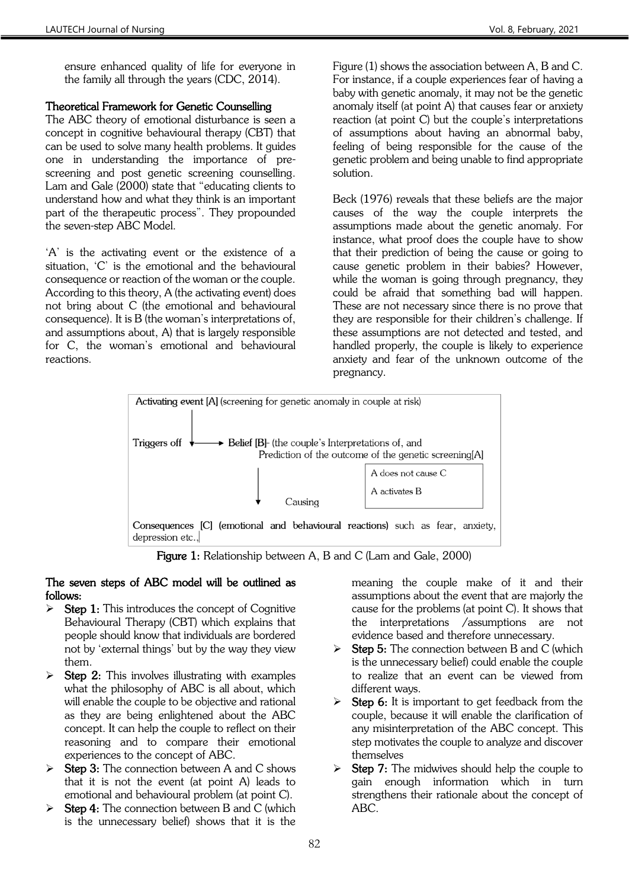ensure enhanced quality of life for everyone in the family all through the years (CDC, 2014).

### Theoretical Framework for Genetic Counselling

The ABC theory of emotional disturbance is seen a concept in cognitive behavioural therapy (CBT) that can be used to solve many health problems. It guides one in understanding the importance of pre-screening and post genetic screening counselling. Lam and Gale (2000) state that "educating clients to understand how and what they think is an important part of the therapeutic process". They propounded the seven-step ABC Model.

'A' is the activating event or the existence of a situation, 'C' is the emotional and the behavioural consequence or reaction of the woman or the couple. According to this theory, A (the activating event) does not bring about C (the emotional and behavioural consequence). It is B (the woman's interpretations of, and assumptions about, A) that is largely responsible for C, the woman's emotional and behavioural reactions.

Figure (1) shows the association between A, B and C. For instance, if a couple experiences fear of having a baby with genetic anomaly, it may not be the genetic anomaly itself (at point A) that causes fear or anxiety reaction (at point C) but the couple's interpretations of assumptions about having an abnormal baby, feeling of being responsible for the cause of the genetic problem and being unable to find appropriate solution.

Beck (1976) reveals that these beliefs are the major causes of the way the couple interprets the assumptions made about the genetic anomaly. For instance, what proof does the couple have to show that their prediction of being the cause or going to cause genetic problem in their babies? However, while the woman is going through pregnancy, they could be afraid that something bad will happen. These are not necessary since there is no prove that they are responsible for their children's challenge. If these assumptions are not detected and tested, and handled properly, the couple is likely to experience anxiety and fear of the unknown outcome of the pregnancy.

**Activating event [A]** (screening for genetic anomaly in couple at risk)

Triggers off → **Belief [B]**- (the couple's Interpretations of, and Prediction of the outcome of the genetic screening[A]

Causing

A does not cause C
A activates B

**Consequences [C] (emotional and behavioural reactions)** such as fear, anxiety, depression etc.,

**Figure 1:** Relationship between A, B and C (Lam and Gale, 2000)

### The seven steps of ABC model will be outlined as follows:

- **Step 1:** This introduces the concept of Cognitive Behavioural Therapy (CBT) which explains that people should know that individuals are bordered not by 'external things' but by the way they view them.
- **Step 2:** This involves illustrating with examples what the philosophy of ABC is all about, which will enable the couple to be objective and rational as they are being enlightened about the ABC concept. It can help the couple to reflect on their reasoning and to compare their emotional experiences to the concept of ABC.
- **Step 3:** The connection between A and C shows that it is not the event (at point A) leads to emotional and behavioural problem (at point C).
- **Step 4:** The connection between B and C (which is the unnecessary belief) shows that it is the meaning the couple make of it and their assumptions about the event that are majorly the cause for the problems (at point C). It shows that the interpretations /assumptions are not evidence based and therefore unnecessary.
- **Step 5:** The connection between B and C (which is the unnecessary belief) could enable the couple to realize that an event can be viewed from different ways.
- **Step 6:** It is important to get feedback from the couple, because it will enable the clarification of any misinterpretation of the ABC concept. This step motivates the couple to analyze and discover themselves
- **Step 7:** The midwives should help the couple to gain enough information which in turn strengthens their rationale about the concept of ABC.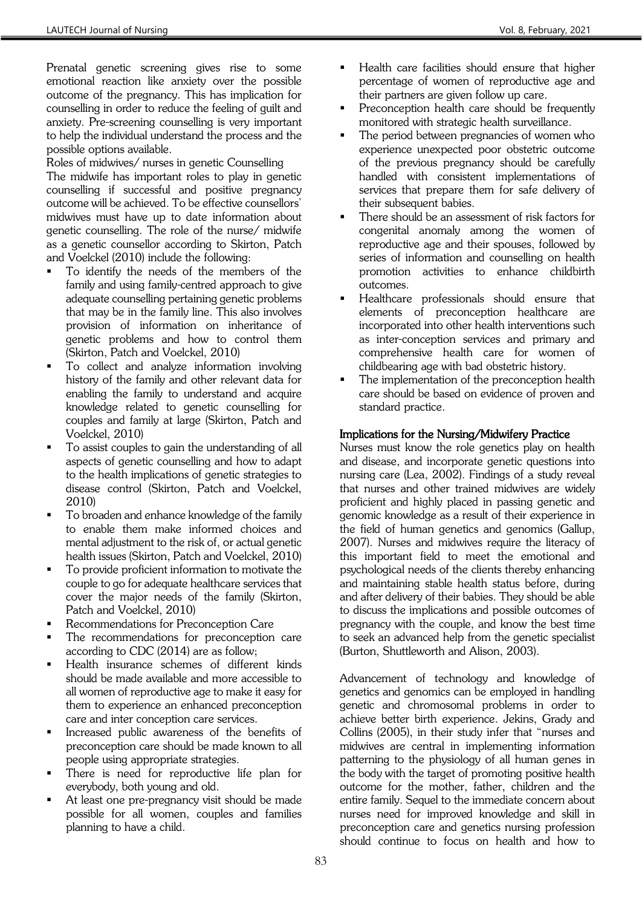Prenatal genetic screening gives rise to some emotional reaction like anxiety over the possible outcome of the pregnancy. This has implication for counselling in order to reduce the feeling of guilt and anxiety. Pre-screening counselling is very important to help the individual understand the process and the possible options available.

Roles of midwives/ nurses in genetic Counselling

The midwife has important roles to play in genetic counselling if successful and positive pregnancy outcome will be achieved. To be effective counsellors' midwives must have up to date information about genetic counselling. The role of the nurse/ midwife as a genetic counsellor according to Skirton, Patch and Voelckel (2010) include the following:

- To identify the needs of the members of the family and using family-centred approach to give adequate counselling pertaining genetic problems that may be in the family line. This also involves provision of information on inheritance of genetic problems and how to control them (Skirton, Patch and Voelckel, 2010)
- To collect and analyze information involving history of the family and other relevant data for enabling the family to understand and acquire knowledge related to genetic counselling for couples and family at large (Skirton, Patch and Voelckel, 2010)
- To assist couples to gain the understanding of all aspects of genetic counselling and how to adapt to the health implications of genetic strategies to disease control (Skirton, Patch and Voelckel, 2010)
- To broaden and enhance knowledge of the family to enable them make informed choices and mental adjustment to the risk of, or actual genetic health issues (Skirton, Patch and Voelckel, 2010)
- To provide proficient information to motivate the couple to go for adequate healthcare services that cover the major needs of the family (Skirton, Patch and Voelckel, 2010)
- Recommendations for Preconception Care
- The recommendations for preconception care according to CDC (2014) are as follow;
- Health insurance schemes of different kinds should be made available and more accessible to all women of reproductive age to make it easy for them to experience an enhanced preconception care and inter conception care services.
- Increased public awareness of the benefits of preconception care should be made known to all people using appropriate strategies.
- There is need for reproductive life plan for everybody, both young and old.
- At least one pre-pregnancy visit should be made possible for all women, couples and families planning to have a child.
- Health care facilities should ensure that higher percentage of women of reproductive age and their partners are given follow up care.
- Preconception health care should be frequently monitored with strategic health surveillance.
- The period between pregnancies of women who experience unexpected poor obstetric outcome of the previous pregnancy should be carefully handled with consistent implementations of services that prepare them for safe delivery of their subsequent babies.
- There should be an assessment of risk factors for congenital anomaly among the women of reproductive age and their spouses, followed by series of information and counselling on health promotion activities to enhance childbirth outcomes.
- Healthcare professionals should ensure that elements of preconception healthcare are incorporated into other health interventions such as inter-conception services and primary and comprehensive health care for women of childbearing age with bad obstetric history.
- The implementation of the preconception health care should be based on evidence of proven and standard practice.

## Implications for the Nursing/Midwifery Practice

Nurses must know the role genetics play on health and disease, and incorporate genetic questions into nursing care (Lea, 2002). Findings of a study reveal that nurses and other trained midwives are widely proficient and highly placed in passing genetic and genomic knowledge as a result of their experience in the field of human genetics and genomics (Gallup, 2007). Nurses and midwives require the literacy of this important field to meet the emotional and psychological needs of the clients thereby enhancing and maintaining stable health status before, during and after delivery of their babies. They should be able to discuss the implications and possible outcomes of pregnancy with the couple, and know the best time to seek an advanced help from the genetic specialist (Burton, Shuttleworth and Alison, 2003).

Advancement of technology and knowledge of genetics and genomics can be employed in handling genetic and chromosomal problems in order to achieve better birth experience. Jekins, Grady and Collins (2005), in their study infer that "nurses and midwives are central in implementing information patterning to the physiology of all human genes in the body with the target of promoting positive health outcome for the mother, father, children and the entire family. Sequel to the immediate concern about nurses need for improved knowledge and skill in preconception care and genetics nursing profession should continue to focus on health and how to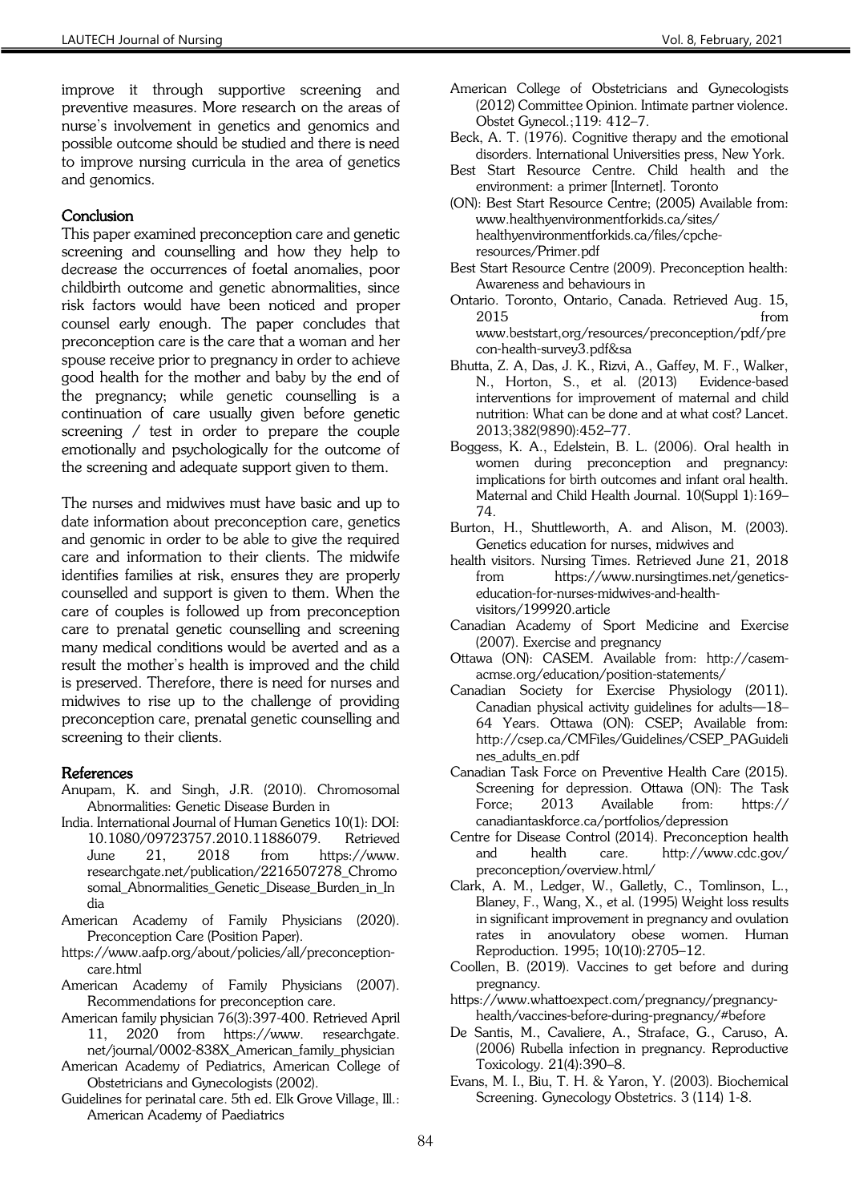improve it through supportive screening and preventive measures. More research on the areas of nurse's involvement in genetics and genomics and possible outcome should be studied and there is need to improve nursing curricula in the area of genetics and genomics.

## Conclusion

This paper examined preconception care and genetic screening and counselling and how they help to decrease the occurrences of foetal anomalies, poor childbirth outcome and genetic abnormalities, since risk factors would have been noticed and proper counsel early enough. The paper concludes that preconception care is the care that a woman and her spouse receive prior to pregnancy in order to achieve good health for the mother and baby by the end of the pregnancy; while genetic counselling is a continuation of care usually given before genetic screening / test in order to prepare the couple emotionally and psychologically for the outcome of the screening and adequate support given to them.

The nurses and midwives must have basic and up to date information about preconception care, genetics and genomic in order to be able to give the required care and information to their clients. The midwife identifies families at risk, ensures they are properly counselled and support is given to them. When the care of couples is followed up from preconception care to prenatal genetic counselling and screening many medical conditions would be averted and as a result the mother's health is improved and the child is preserved. Therefore, there is need for nurses and midwives to rise up to the challenge of providing preconception care, prenatal genetic counselling and screening to their clients.

## References

Anupam, K. and Singh, J.R. (2010). Chromosomal Abnormalities: Genetic Disease Burden in India. International Journal of Human Genetics 10(1): DOI: 10.1080/09723757.2010.11886079. Retrieved June 21, 2018 from https://www.researchgate.net/publication/2216507278_Chromosomal_Abnormalities_Genetic_Disease_Burden_in_India

American Academy of Family Physicians (2020). Preconception Care (Position Paper). https://www.aafp.org/about/policies/all/preconception-care.html

American Academy of Family Physicians (2007). Recommendations for preconception care. American family physician 76(3):397-400. Retrieved April 11, 2020 from https://www.researchgate.net/journal/0002-838X_American_family_physician

American Academy of Pediatrics, American College of Obstetricians and Gynecologists (2002). Guidelines for perinatal care. 5th ed. Elk Grove Village, Ill.: American Academy of Paediatrics

American College of Obstetricians and Gynecologists (2012) Committee Opinion. Intimate partner violence. Obstet Gynecol.;119: 412–7.

Beck, A. T. (1976). Cognitive therapy and the emotional disorders. International Universities press, New York.

Best Start Resource Centre. Child health and the environment: a primer [Internet]. Toronto (ON): Best Start Resource Centre; (2005) Available from: www.healthyenvironmentforkids.ca/sites/healthyenvironmentforkids.ca/files/cpche-resources/Primer.pdf

Best Start Resource Centre (2009). Preconception health: Awareness and behaviours in Ontario. Toronto, Ontario, Canada. Retrieved Aug. 15, 2015 from www.beststart,org/resources/preconception/pdf/precon-health-survey3.pdf&sa

Bhutta, Z. A, Das, J. K., Rizvi, A., Gaffey, M. F., Walker, N., Horton, S., et al. (2013) Evidence-based interventions for improvement of maternal and child nutrition: What can be done and at what cost? Lancet. 2013;382(9890):452–77.

Boggess, K. A., Edelstein, B. L. (2006). Oral health in women during preconception and pregnancy: implications for birth outcomes and infant oral health. Maternal and Child Health Journal. 10(Suppl 1):169–74.

Burton, H., Shuttleworth, A. and Alison, M. (2003). Genetics education for nurses, midwives and health visitors. Nursing Times. Retrieved June 21, 2018 from https://www.nursingtimes.net/genetics-education-for-nurses-midwives-and-health-visitors/199920.article

Canadian Academy of Sport Medicine and Exercise (2007). Exercise and pregnancy Ottawa (ON): CASEM. Available from: http://casem-acmse.org/education/position-statements/

Canadian Society for Exercise Physiology (2011). Canadian physical activity guidelines for adults—18–64 Years. Ottawa (ON): CSEP; Available from: http://csep.ca/CMFiles/Guidelines/CSEP_PAGuidelines_adults_en.pdf

Canadian Task Force on Preventive Health Care (2015). Screening for depression. Ottawa (ON): The Task Force; 2013 Available from: https://canadiantaskforce.ca/portfolios/depression

Centre for Disease Control (2014). Preconception health and health care. http://www.cdc.gov/preconception/overview.html/

Clark, A. M., Ledger, W., Galletly, C., Tomlinson, L., Blaney, F., Wang, X., et al. (1995) Weight loss results in significant improvement in pregnancy and ovulation rates in anovulatory obese women. Human Reproduction. 1995; 10(10):2705–12.

Coollen, B. (2019). Vaccines to get before and during pregnancy. https://www.whattoexpect.com/pregnancy/pregnancy-health/vaccines-before-during-pregnancy/#before

De Santis, M., Cavaliere, A., Straface, G., Caruso, A. (2006) Rubella infection in pregnancy. Reproductive Toxicology. 21(4):390–8.

Evans, M. I., Biu, T. H. & Yaron, Y. (2003). Biochemical Screening. Gynecology Obstetrics. 3 (114) 1-8.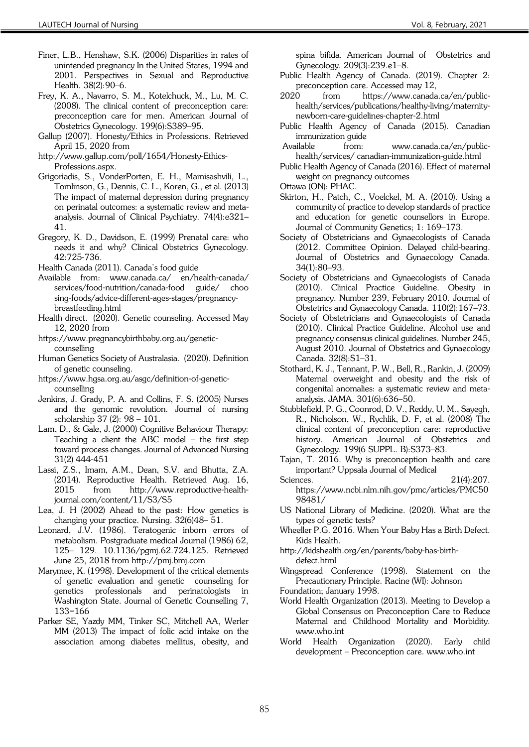Finer, L.B., Henshaw, S.K. (2006) Disparities in rates of unintended pregnancy In the United States, 1994 and 2001. Perspectives in Sexual and Reproductive Health. 38(2):90–6.

Frey, K. A., Navarro, S. M., Kotelchuck, M., Lu, M. C. (2008). The clinical content of preconception care: preconception care for men. American Journal of Obstetrics Gynecology. 199(6):S389–95.

Gallup (2007). Honesty/Ethics in Professions. Retrieved April 15, 2020 from
http://www.gallup.com/poll/1654/Honesty-Ethics-Professions.aspx.

Grigoriadis, S., VonderPorten, E. H., Mamisashvili, L., Tomlinson, G., Dennis, C. L., Koren, G., et al. (2013) The impact of maternal depression during pregnancy on perinatal outcomes: a systematic review and meta-analysis. Journal of Clinical Psychiatry. 74(4):e321–41.

Gregory, K. D., Davidson, E. (1999) Prenatal care: who needs it and why? Clinical Obstetrics Gynecology. 42:725-736.

Health Canada (2011). Canada's food guide
Available from: www.canada.ca/ en/health-canada/ services/food-nutrition/canada-food guide/ choo sing-foods/advice-different-ages-stages/pregnancy-breastfeeding.html

Health direct. (2020). Genetic counseling. Accessed May 12, 2020 from
https://www.pregnancybirthbaby.org.au/genetic-counselling

Human Genetics Society of Australasia. (2020). Definition of genetic counseling.
https://www.hgsa.org.au/asgc/definition-of-genetic-counselling

Jenkins, J. Grady, P. A. and Collins, F. S. (2005) Nurses and the genomic revolution. Journal of nursing scholarship 37 (2): 98 – 101.

Lam, D., & Gale, J. (2000) Cognitive Behaviour Therapy: Teaching a client the ABC model – the first step toward process changes. Journal of Advanced Nursing 31(2) 444-451

Lassi, Z.S., Imam, A.M., Dean, S.V. and Bhutta, Z.A. (2014). Reproductive Health. Retrieved Aug. 16, 2015 from http://www.reproductive-health-journal.com/content/11/S3/S5

Lea, J. H (2002) Ahead to the past: How genetics is changing your practice. Nursing. 32(6)48– 51.

Leonard, J.V. (1986). Teratogenic inborn errors of metabolism. Postgraduate medical Journal (1986) 62, 125– 129. 10.1136/pgmj.62.724.125. Retrieved June 25, 2018 from http://pmj.bmj.com

Marymee, K. (1998). Development of the critical elements of genetic evaluation and genetic counseling for genetics professionals and perinatologists in Washington State. Journal of Genetic Counselling 7, 133−166

Parker SE, Yazdy MM, Tinker SC, Mitchell AA, Werler MM (2013) The impact of folic acid intake on the association among diabetes mellitus, obesity, and spina bifida. American Journal of Obstetrics and Gynecology. 209(3):239.e1–8.

Public Health Agency of Canada. (2019). Chapter 2: preconception care. Accessed may 12,
2020 from https://www.canada.ca/en/public-health/services/publications/healthy-living/maternity-newborn-care-guidelines-chapter-2.html

Public Health Agency of Canada (2015). Canadian immunization guide
Available from: www.canada.ca/en/public-health/services/ canadian-immunization-guide.html

Public Health Agency of Canada (2016). Effect of maternal weight on pregnancy outcomes
Ottawa (ON): PHAC.

Skirton, H., Patch, C., Voelckel, M. A. (2010). Using a community of practice to develop standards of practice and education for genetic counsellors in Europe. Journal of Community Genetics; 1: 169–173.

Society of Obstetricians and Gynaecologists of Canada (2012. Committee Opinion. Delayed child-bearing. Journal of Obstetrics and Gynaecology Canada. 34(1):80–93.

Society of Obstetricians and Gynaecologists of Canada (2010). Clinical Practice Guideline. Obesity in pregnancy. Number 239, February 2010. Journal of Obstetrics and Gynaecology Canada. 110(2):167–73.

Society of Obstetricians and Gynaecologists of Canada (2010). Clinical Practice Guideline. Alcohol use and pregnancy consensus clinical guidelines. Number 245, August 2010. Journal of Obstetrics and Gynaecology Canada. 32(8):S1–31.

Stothard, K. J., Tennant, P. W., Bell, R., Rankin, J. (2009) Maternal overweight and obesity and the risk of congenital anomalies: a systematic review and meta-analysis. JAMA. 301(6):636–50.

Stubblefield, P. G., Coonrod, D. V., Reddy, U. M., Sayegh, R., Nicholson, W., Rychlik, D. F, et al. (2008) The clinical content of preconception care: reproductive history. American Journal of Obstetrics and Gynecology. 199(6 SUPPL. B):S373–83.

Tajan, T. 2016. Why is preconception health and care important? Uppsala Journal of Medical
Sciences. 21(4):207. https://www.ncbi.nlm.nih.gov/pmc/articles/PMC5098481/

US National Library of Medicine. (2020). What are the types of genetic tests?

Wheeller P.G. 2016. When Your Baby Has a Birth Defect. Kids Health.
http://kidshealth.org/en/parents/baby-has-birth-defect.html

Wingspread Conference (1998). Statement on the Precautionary Principle. Racine (WI): Johnson
Foundation; January 1998.

World Health Organization (2013). Meeting to Develop a Global Consensus on Preconception Care to Reduce Maternal and Childhood Mortality and Morbidity. www.who.int

World Health Organization (2020). Early child development – Preconception care. www.who.int